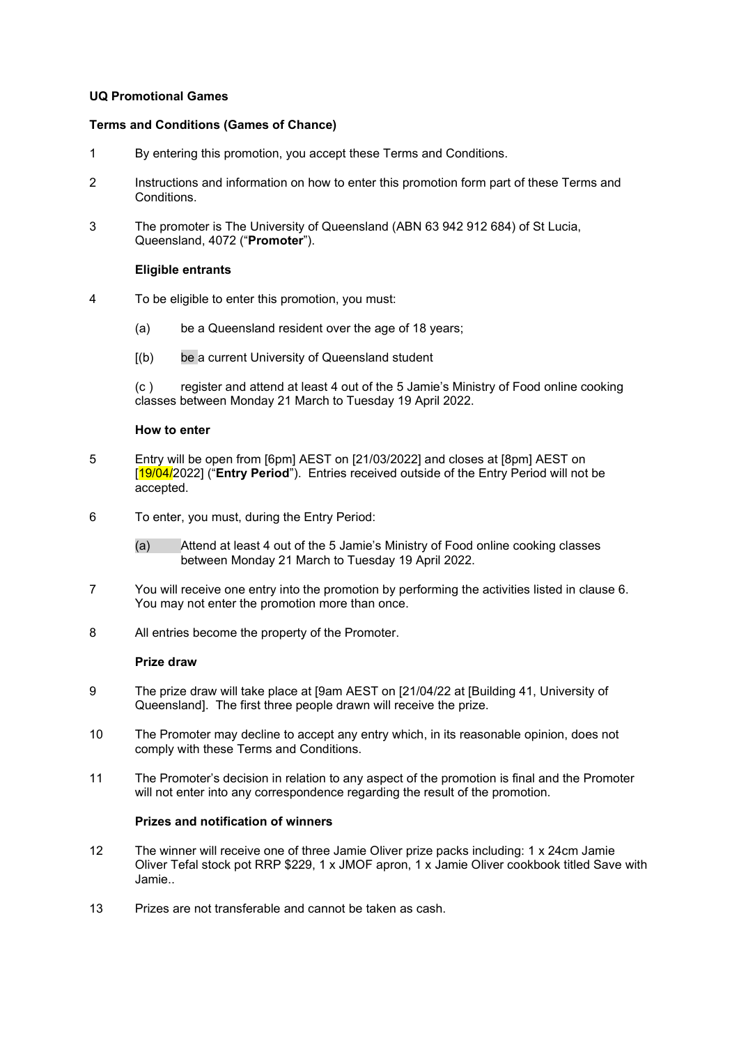**UQ Promotional Games**

**Terms and Conditions (Games of Chance)**

1 By entering this promotion, you accept these Terms and Conditions.

2 Instructions and information on how to enter this promotion form part of these Terms and Conditions.

3 The promoter is The University of Queensland (ABN 63 942 912 684) of St Lucia, Queensland, 4072 ("**Promoter**").

**Eligible entrants**

4 To be eligible to enter this promotion, you must:

(a) be a Queensland resident over the age of 18 years;

[(b) be a current University of Queensland student

(c ) register and attend at least 4 out of the 5 Jamie's Ministry of Food online cooking classes between Monday 21 March to Tuesday 19 April 2022.

**How to enter**

5 Entry will be open from [6pm] AEST on [21/03/2022] and closes at [8pm] AEST on [19/04/2022] ("**Entry Period**"). Entries received outside of the Entry Period will not be accepted.

6 To enter, you must, during the Entry Period:

(a) Attend at least 4 out of the 5 Jamie's Ministry of Food online cooking classes between Monday 21 March to Tuesday 19 April 2022.

7 You will receive one entry into the promotion by performing the activities listed in clause 6. You may not enter the promotion more than once.

8 All entries become the property of the Promoter.

**Prize draw**

9 The prize draw will take place at [9am AEST on [21/04/22 at [Building 41, University of Queensland]. The first three people drawn will receive the prize.

10 The Promoter may decline to accept any entry which, in its reasonable opinion, does not comply with these Terms and Conditions.

11 The Promoter's decision in relation to any aspect of the promotion is final and the Promoter will not enter into any correspondence regarding the result of the promotion.

**Prizes and notification of winners**

12 The winner will receive one of three Jamie Oliver prize packs including: 1 x 24cm Jamie Oliver Tefal stock pot RRP $229, 1 x JMOF apron, 1 x Jamie Oliver cookbook titled Save with Jamie..

13 Prizes are not transferable and cannot be taken as cash.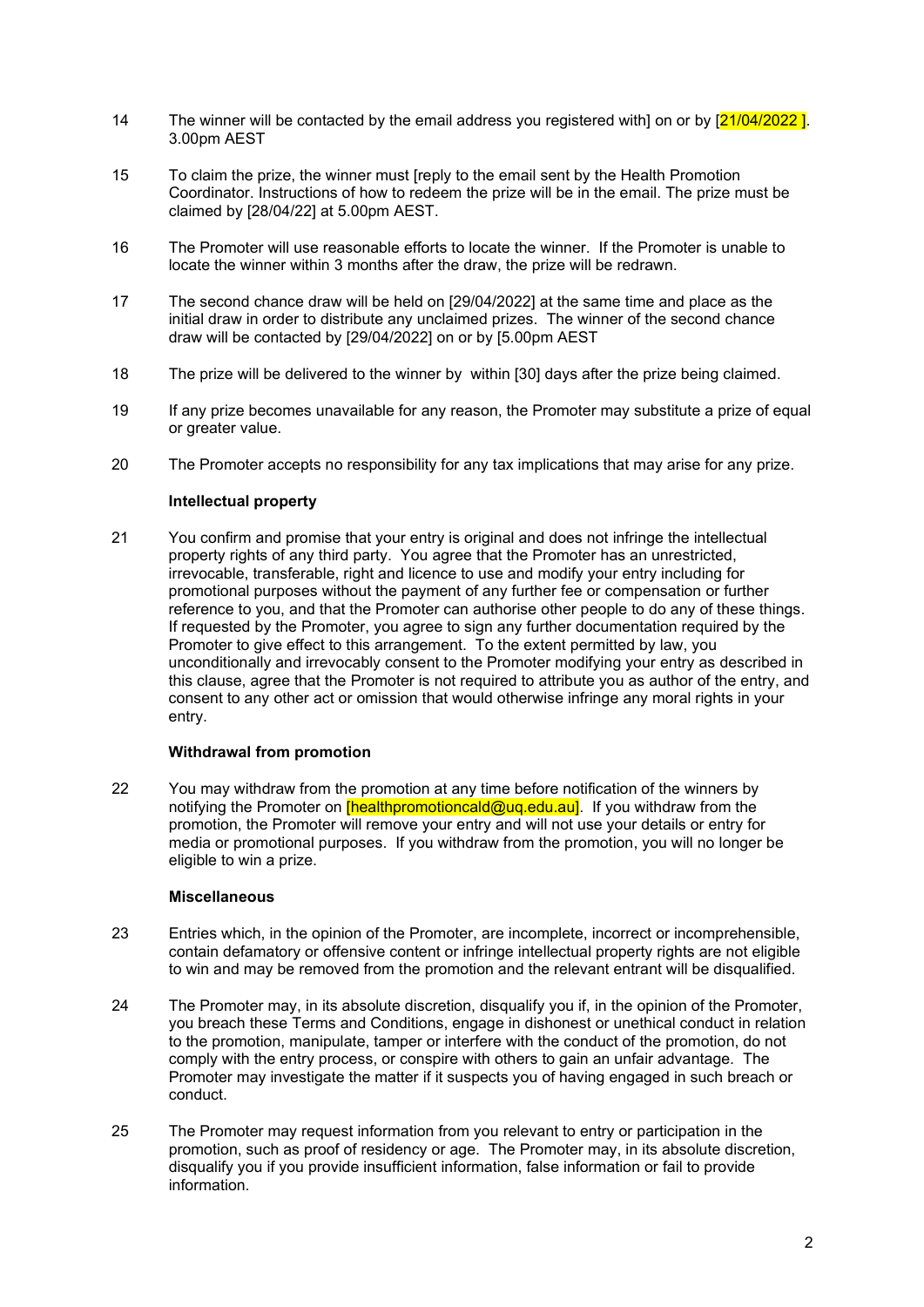14 The winner will be contacted by the email address you registered with] on or by [21/04/2022 ]. 3.00pm AEST

15 To claim the prize, the winner must [reply to the email sent by the Health Promotion Coordinator. Instructions of how to redeem the prize will be in the email. The prize must be claimed by [28/04/22] at 5.00pm AEST.

16 The Promoter will use reasonable efforts to locate the winner. If the Promoter is unable to locate the winner within 3 months after the draw, the prize will be redrawn.

17 The second chance draw will be held on [29/04/2022] at the same time and place as the initial draw in order to distribute any unclaimed prizes. The winner of the second chance draw will be contacted by [29/04/2022] on or by [5.00pm AEST

18 The prize will be delivered to the winner by within [30] days after the prize being claimed.

19 If any prize becomes unavailable for any reason, the Promoter may substitute a prize of equal or greater value.

20 The Promoter accepts no responsibility for any tax implications that may arise for any prize.

**Intellectual property**

21 You confirm and promise that your entry is original and does not infringe the intellectual property rights of any third party. You agree that the Promoter has an unrestricted, irrevocable, transferable, right and licence to use and modify your entry including for promotional purposes without the payment of any further fee or compensation or further reference to you, and that the Promoter can authorise other people to do any of these things. If requested by the Promoter, you agree to sign any further documentation required by the Promoter to give effect to this arrangement. To the extent permitted by law, you unconditionally and irrevocably consent to the Promoter modifying your entry as described in this clause, agree that the Promoter is not required to attribute you as author of the entry, and consent to any other act or omission that would otherwise infringe any moral rights in your entry.

**Withdrawal from promotion**

22 You may withdraw from the promotion at any time before notification of the winners by notifying the Promoter on [healthpromotioncald@uq.edu.au]. If you withdraw from the promotion, the Promoter will remove your entry and will not use your details or entry for media or promotional purposes. If you withdraw from the promotion, you will no longer be eligible to win a prize.

**Miscellaneous**

23 Entries which, in the opinion of the Promoter, are incomplete, incorrect or incomprehensible, contain defamatory or offensive content or infringe intellectual property rights are not eligible to win and may be removed from the promotion and the relevant entrant will be disqualified.

24 The Promoter may, in its absolute discretion, disqualify you if, in the opinion of the Promoter, you breach these Terms and Conditions, engage in dishonest or unethical conduct in relation to the promotion, manipulate, tamper or interfere with the conduct of the promotion, do not comply with the entry process, or conspire with others to gain an unfair advantage. The Promoter may investigate the matter if it suspects you of having engaged in such breach or conduct.

25 The Promoter may request information from you relevant to entry or participation in the promotion, such as proof of residency or age. The Promoter may, in its absolute discretion, disqualify you if you provide insufficient information, false information or fail to provide information.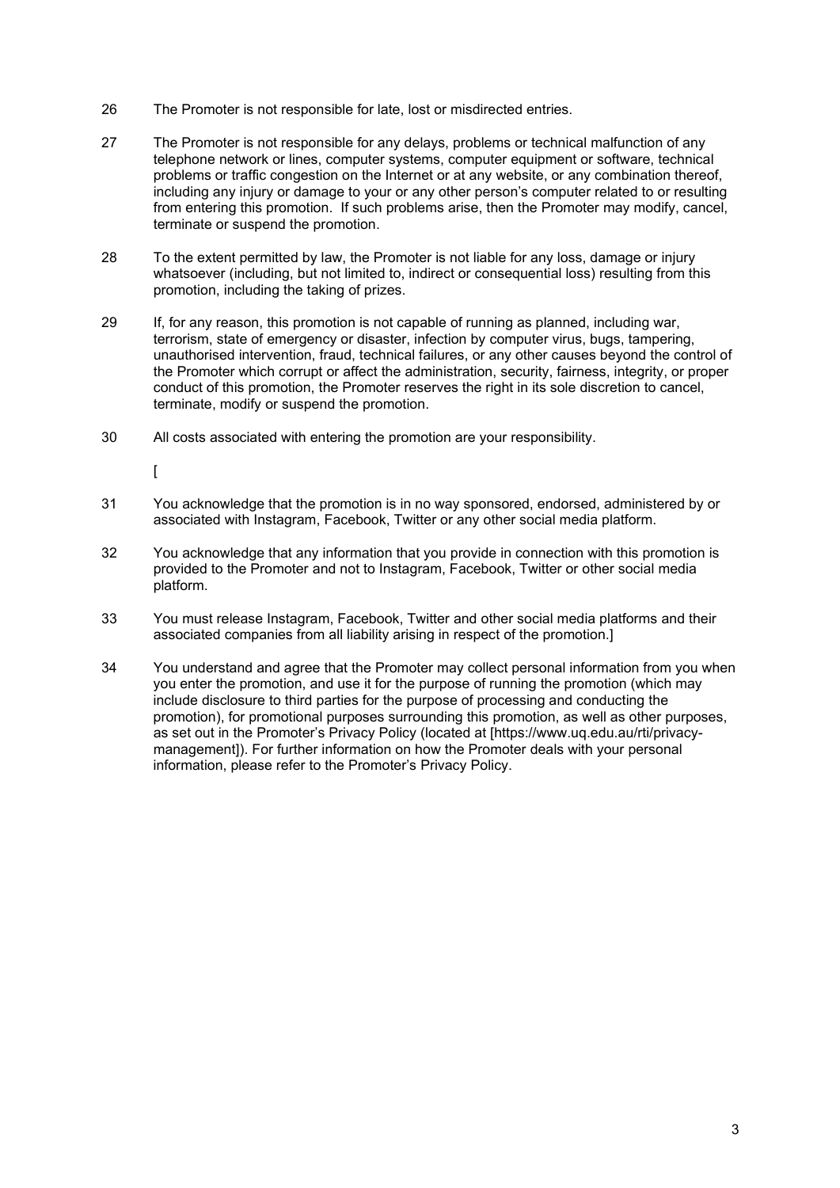26 The Promoter is not responsible for late, lost or misdirected entries.

27 The Promoter is not responsible for any delays, problems or technical malfunction of any telephone network or lines, computer systems, computer equipment or software, technical problems or traffic congestion on the Internet or at any website, or any combination thereof, including any injury or damage to your or any other person's computer related to or resulting from entering this promotion. If such problems arise, then the Promoter may modify, cancel, terminate or suspend the promotion.

28 To the extent permitted by law, the Promoter is not liable for any loss, damage or injury whatsoever (including, but not limited to, indirect or consequential loss) resulting from this promotion, including the taking of prizes.

29 If, for any reason, this promotion is not capable of running as planned, including war, terrorism, state of emergency or disaster, infection by computer virus, bugs, tampering, unauthorised intervention, fraud, technical failures, or any other causes beyond the control of the Promoter which corrupt or affect the administration, security, fairness, integrity, or proper conduct of this promotion, the Promoter reserves the right in its sole discretion to cancel, terminate, modify or suspend the promotion.

30 All costs associated with entering the promotion are your responsibility.

[

31 You acknowledge that the promotion is in no way sponsored, endorsed, administered by or associated with Instagram, Facebook, Twitter or any other social media platform.

32 You acknowledge that any information that you provide in connection with this promotion is provided to the Promoter and not to Instagram, Facebook, Twitter or other social media platform.

33 You must release Instagram, Facebook, Twitter and other social media platforms and their associated companies from all liability arising in respect of the promotion.]

34 You understand and agree that the Promoter may collect personal information from you when you enter the promotion, and use it for the purpose of running the promotion (which may include disclosure to third parties for the purpose of processing and conducting the promotion), for promotional purposes surrounding this promotion, as well as other purposes, as set out in the Promoter's Privacy Policy (located at [https://www.uq.edu.au/rti/privacy-management]). For further information on how the Promoter deals with your personal information, please refer to the Promoter's Privacy Policy.